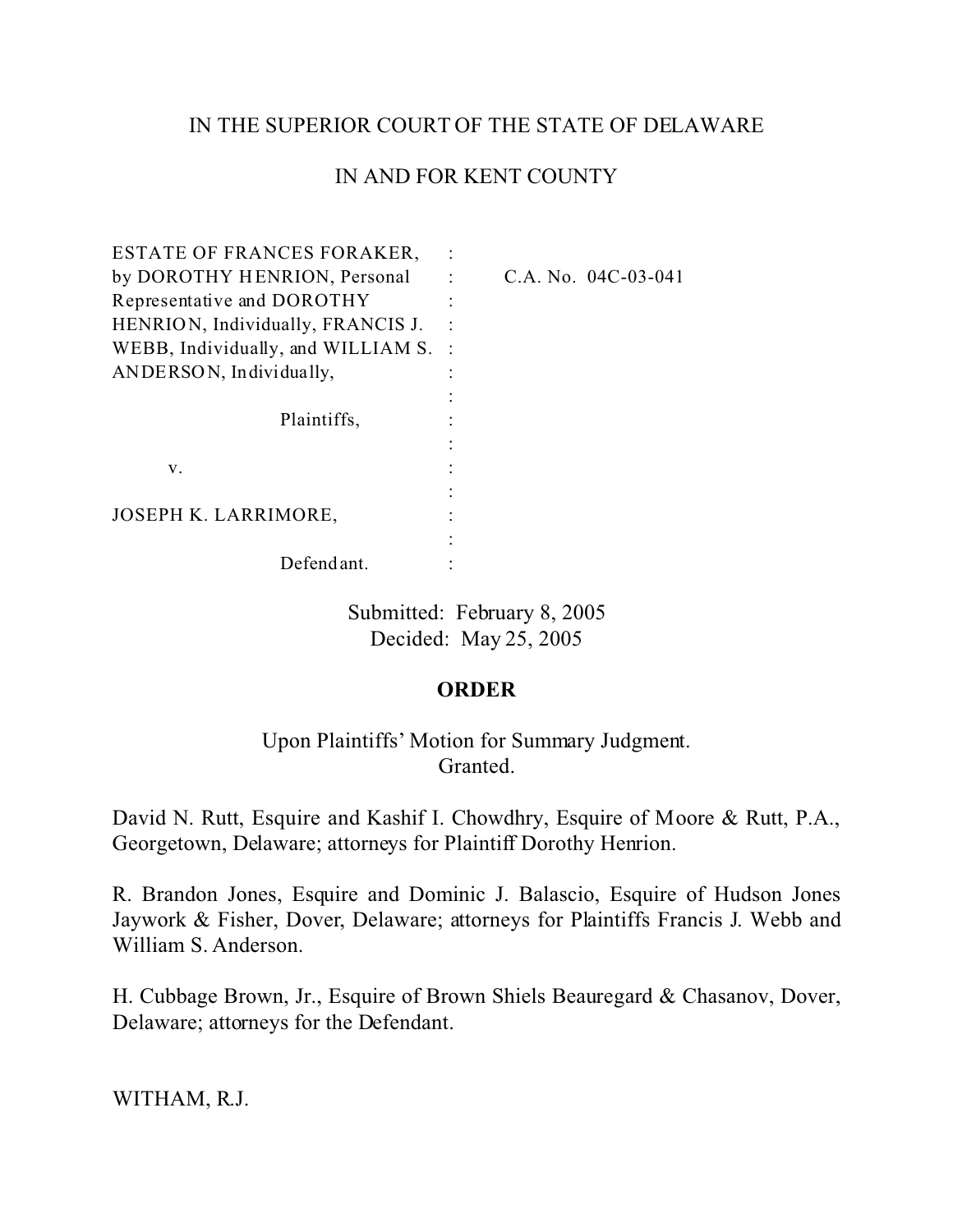IN THE SUPERIOR COURT OF THE STATE OF DELAWARE

IN AND FOR KENT COUNTY

| | | |
|---|---|---|
| ESTATE OF FRANCES FORAKER, by DOROTHY HENRION, Personal Representative and DOROTHY HENRION, Individually, FRANCIS J. WEBB, Individually, and WILLIAM S. ANDERSON, Individually, | : | C.A. No. 04C-03-041 |
| Plaintiffs, | : | |
| v. | : | |
| JOSEPH K. LARRIMORE, | : | |
| Defendant. | : | |

Submitted: February 8, 2005
Decided: May 25, 2005

**ORDER**

Upon Plaintiffs' Motion for Summary Judgment.
Granted.

David N. Rutt, Esquire and Kashif I. Chowdhry, Esquire of Moore & Rutt, P.A., Georgetown, Delaware; attorneys for Plaintiff Dorothy Henrion.

R. Brandon Jones, Esquire and Dominic J. Balascio, Esquire of Hudson Jones Jaywork & Fisher, Dover, Delaware; attorneys for Plaintiffs Francis J. Webb and William S. Anderson.

H. Cubbage Brown, Jr., Esquire of Brown Shiels Beauregard & Chasanov, Dover, Delaware; attorneys for the Defendant.

WITHAM, R.J.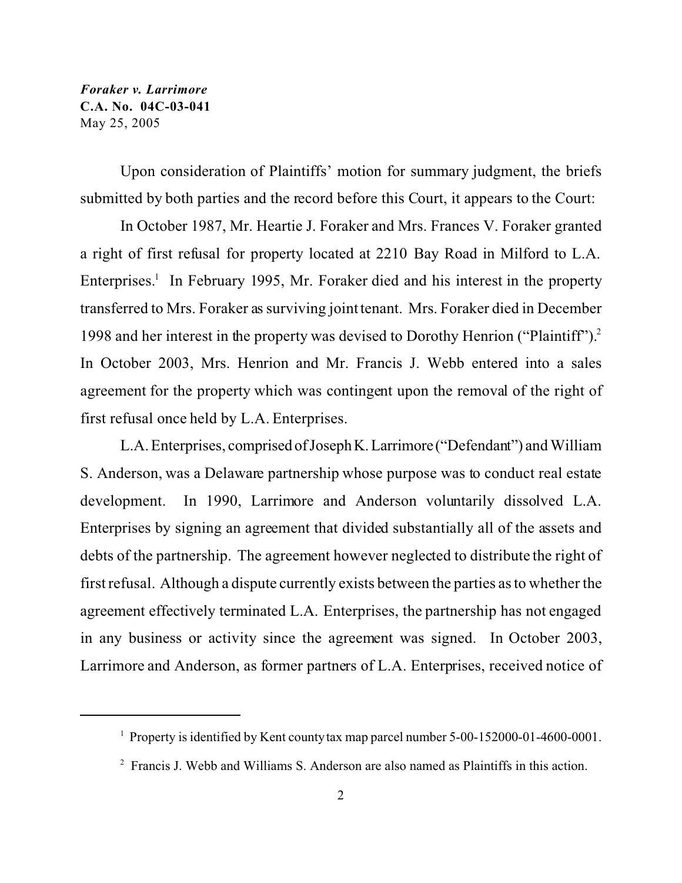*Foraker v. Larrimore*
**C.A. No. 04C-03-041**
May 25, 2005

Upon consideration of Plaintiffs' motion for summary judgment, the briefs submitted by both parties and the record before this Court, it appears to the Court:

In October 1987, Mr. Heartie J. Foraker and Mrs. Frances V. Foraker granted a right of first refusal for property located at 2210 Bay Road in Milford to L.A. Enterprises.[1] In February 1995, Mr. Foraker died and his interest in the property transferred to Mrs. Foraker as surviving joint tenant. Mrs. Foraker died in December 1998 and her interest in the property was devised to Dorothy Henrion ("Plaintiff").[2] In October 2003, Mrs. Henrion and Mr. Francis J. Webb entered into a sales agreement for the property which was contingent upon the removal of the right of first refusal once held by L.A. Enterprises.

L.A. Enterprises, comprised of Joseph K. Larrimore ("Defendant") and William S. Anderson, was a Delaware partnership whose purpose was to conduct real estate development. In 1990, Larrimore and Anderson voluntarily dissolved L.A. Enterprises by signing an agreement that divided substantially all of the assets and debts of the partnership. The agreement however neglected to distribute the right of first refusal. Although a dispute currently exists between the parties as to whether the agreement effectively terminated L.A. Enterprises, the partnership has not engaged in any business or activity since the agreement was signed. In October 2003, Larrimore and Anderson, as former partners of L.A. Enterprises, received notice of

[1] Property is identified by Kent county tax map parcel number 5-00-152000-01-4600-0001.

[2] Francis J. Webb and Williams S. Anderson are also named as Plaintiffs in this action.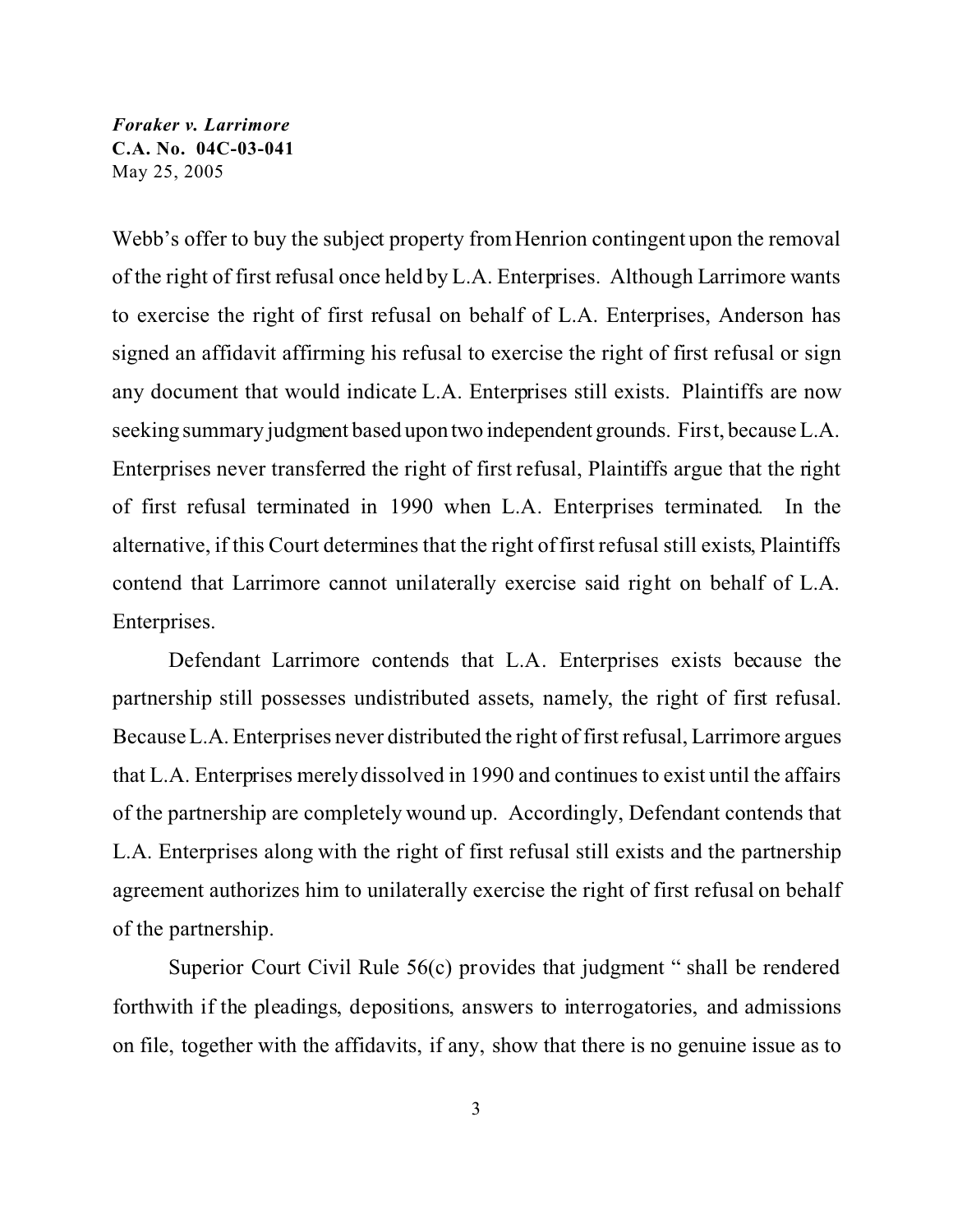Webb's offer to buy the subject property from Henrion contingent upon the removal of the right of first refusal once held by L.A. Enterprises. Although Larrimore wants to exercise the right of first refusal on behalf of L.A. Enterprises, Anderson has signed an affidavit affirming his refusal to exercise the right of first refusal or sign any document that would indicate L.A. Enterprises still exists. Plaintiffs are now seeking summary judgment based upon two independent grounds. First, because L.A. Enterprises never transferred the right of first refusal, Plaintiffs argue that the right of first refusal terminated in 1990 when L.A. Enterprises terminated. In the alternative, if this Court determines that the right of first refusal still exists, Plaintiffs contend that Larrimore cannot unilaterally exercise said right on behalf of L.A. Enterprises.

Defendant Larrimore contends that L.A. Enterprises exists because the partnership still possesses undistributed assets, namely, the right of first refusal. Because L.A. Enterprises never distributed the right of first refusal, Larrimore argues that L.A. Enterprises merely dissolved in 1990 and continues to exist until the affairs of the partnership are completely wound up. Accordingly, Defendant contends that L.A. Enterprises along with the right of first refusal still exists and the partnership agreement authorizes him to unilaterally exercise the right of first refusal on behalf of the partnership.

Superior Court Civil Rule 56(c) provides that judgment " shall be rendered forthwith if the pleadings, depositions, answers to interrogatories, and admissions on file, together with the affidavits, if any, show that there is no genuine issue as to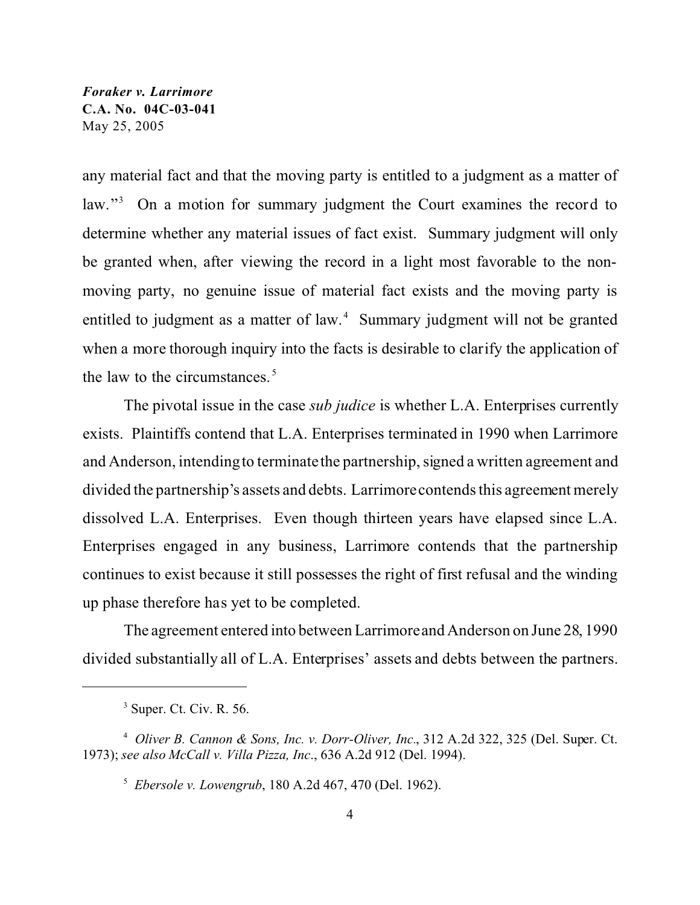any material fact and that the moving party is entitled to a judgment as a matter of law."[3] On a motion for summary judgment the Court examines the record to determine whether any material issues of fact exist. Summary judgment will only be granted when, after viewing the record in a light most favorable to the non-moving party, no genuine issue of material fact exists and the moving party is entitled to judgment as a matter of law.[4] Summary judgment will not be granted when a more thorough inquiry into the facts is desirable to clarify the application of the law to the circumstances.[5]

The pivotal issue in the case *sub judice* is whether L.A. Enterprises currently exists. Plaintiffs contend that L.A. Enterprises terminated in 1990 when Larrimore and Anderson, intending to terminate the partnership, signed a written agreement and divided the partnership's assets and debts. Larrimore contends this agreement merely dissolved L.A. Enterprises. Even though thirteen years have elapsed since L.A. Enterprises engaged in any business, Larrimore contends that the partnership continues to exist because it still possesses the right of first refusal and the winding up phase therefore has yet to be completed.

The agreement entered into between Larrimore and Anderson on June 28, 1990 divided substantially all of L.A. Enterprises' assets and debts between the partners.

---

[3] Super. Ct. Civ. R. 56.

[4] *Oliver B. Cannon & Sons, Inc. v. Dorr-Oliver, Inc.*, 312 A.2d 322, 325 (Del. Super. Ct. 1973); *see also McCall v. Villa Pizza, Inc.*, 636 A.2d 912 (Del. 1994).

[5] *Ebersole v. Lowengrub*, 180 A.2d 467, 470 (Del. 1962).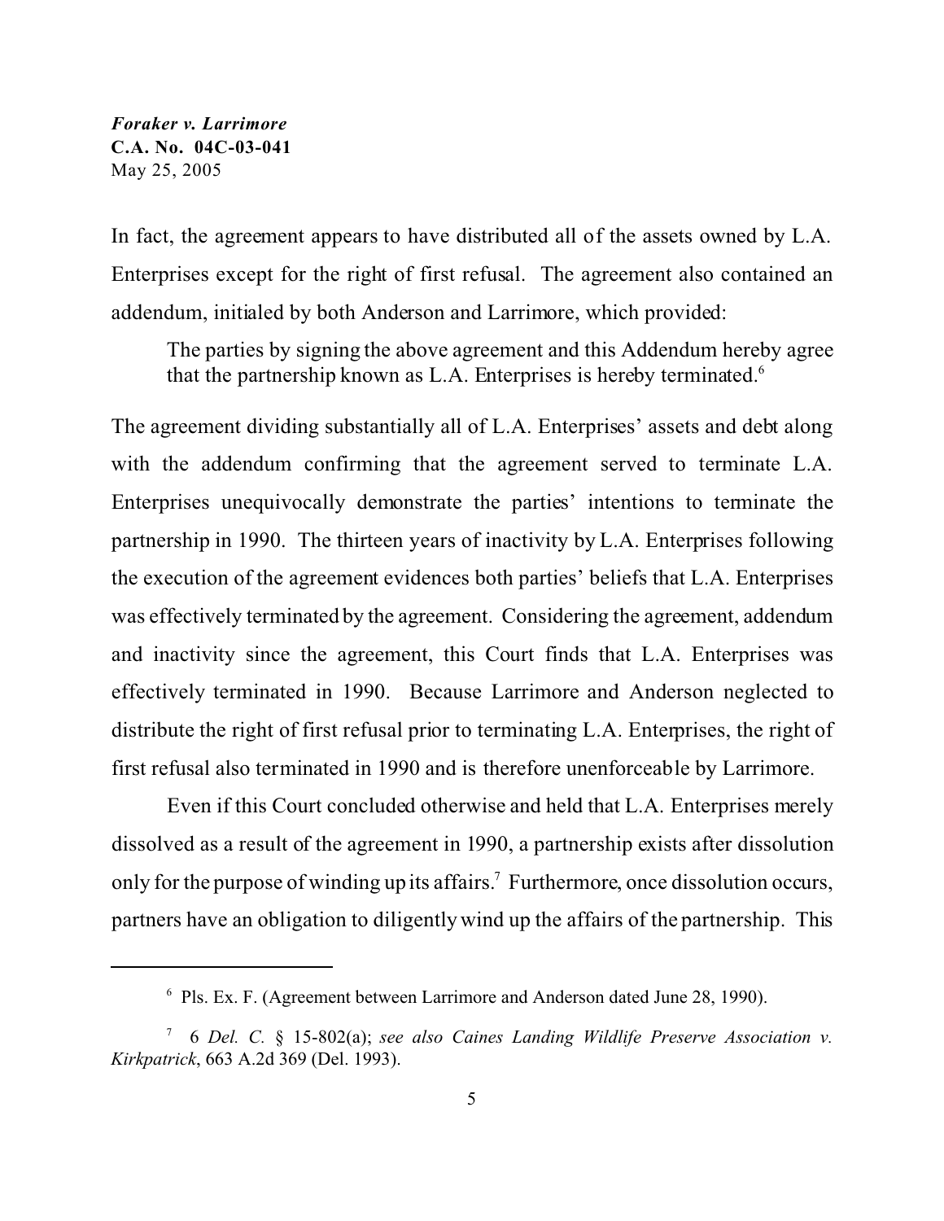In fact, the agreement appears to have distributed all of the assets owned by L.A. Enterprises except for the right of first refusal. The agreement also contained an addendum, initialed by both Anderson and Larrimore, which provided:

> The parties by signing the above agreement and this Addendum hereby agree that the partnership known as L.A. Enterprises is hereby terminated.[6]

The agreement dividing substantially all of L.A. Enterprises' assets and debt along with the addendum confirming that the agreement served to terminate L.A. Enterprises unequivocally demonstrate the parties' intentions to terminate the partnership in 1990. The thirteen years of inactivity by L.A. Enterprises following the execution of the agreement evidences both parties' beliefs that L.A. Enterprises was effectively terminated by the agreement. Considering the agreement, addendum and inactivity since the agreement, this Court finds that L.A. Enterprises was effectively terminated in 1990. Because Larrimore and Anderson neglected to distribute the right of first refusal prior to terminating L.A. Enterprises, the right of first refusal also terminated in 1990 and is therefore unenforceable by Larrimore.

Even if this Court concluded otherwise and held that L.A. Enterprises merely dissolved as a result of the agreement in 1990, a partnership exists after dissolution only for the purpose of winding up its affairs.[7] Furthermore, once dissolution occurs, partners have an obligation to diligently wind up the affairs of the partnership. This

---

[6] Pls. Ex. F. (Agreement between Larrimore and Anderson dated June 28, 1990).

[7] 6 *Del. C.* § 15-802(a); *see also Caines Landing Wildlife Preserve Association v. Kirkpatrick*, 663 A.2d 369 (Del. 1993).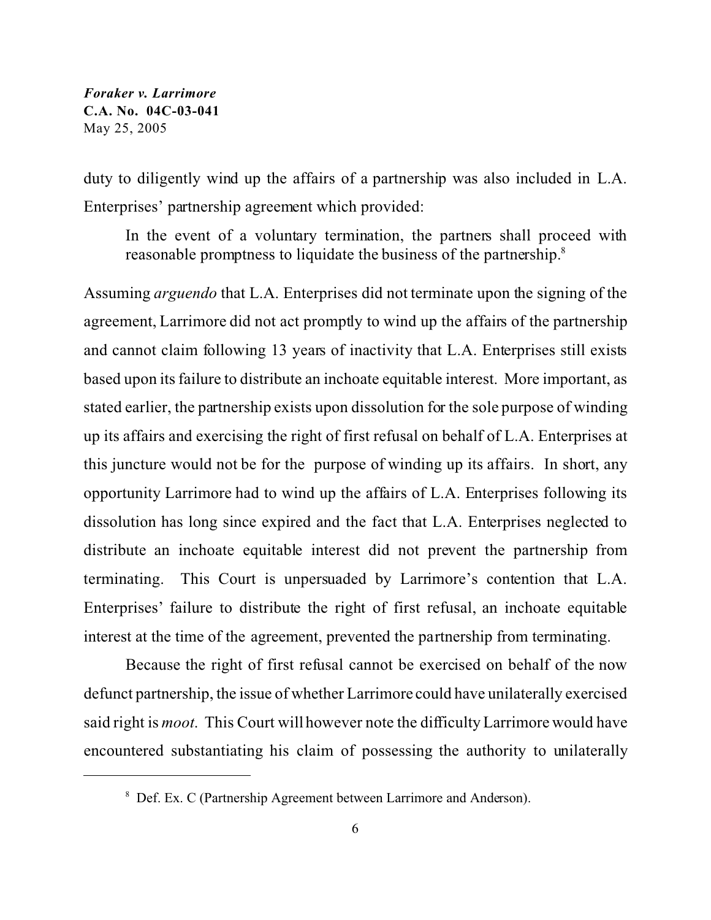duty to diligently wind up the affairs of a partnership was also included in L.A. Enterprises' partnership agreement which provided:

> In the event of a voluntary termination, the partners shall proceed with reasonable promptness to liquidate the business of the partnership.[8]

Assuming *arguendo* that L.A. Enterprises did not terminate upon the signing of the agreement, Larrimore did not act promptly to wind up the affairs of the partnership and cannot claim following 13 years of inactivity that L.A. Enterprises still exists based upon its failure to distribute an inchoate equitable interest. More important, as stated earlier, the partnership exists upon dissolution for the sole purpose of winding up its affairs and exercising the right of first refusal on behalf of L.A. Enterprises at this juncture would not be for the purpose of winding up its affairs. In short, any opportunity Larrimore had to wind up the affairs of L.A. Enterprises following its dissolution has long since expired and the fact that L.A. Enterprises neglected to distribute an inchoate equitable interest did not prevent the partnership from terminating. This Court is unpersuaded by Larrimore's contention that L.A. Enterprises' failure to distribute the right of first refusal, an inchoate equitable interest at the time of the agreement, prevented the partnership from terminating.

Because the right of first refusal cannot be exercised on behalf of the now defunct partnership, the issue of whether Larrimore could have unilaterally exercised said right is *moot*. This Court will however note the difficulty Larrimore would have encountered substantiating his claim of possessing the authority to unilaterally

---

[8] Def. Ex. C (Partnership Agreement between Larrimore and Anderson).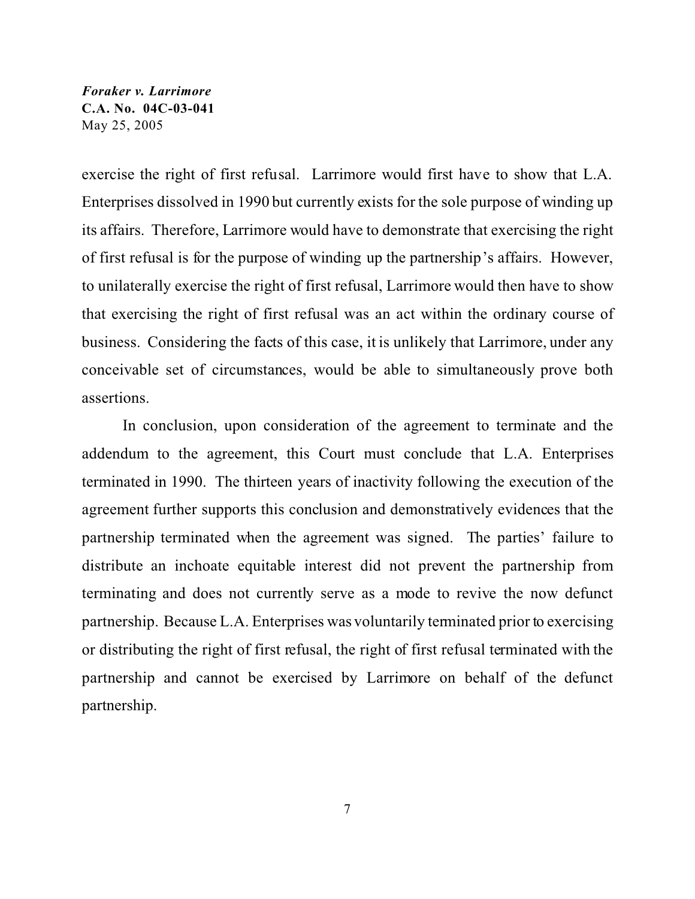exercise the right of first refusal. Larrimore would first have to show that L.A. Enterprises dissolved in 1990 but currently exists for the sole purpose of winding up its affairs. Therefore, Larrimore would have to demonstrate that exercising the right of first refusal is for the purpose of winding up the partnership's affairs. However, to unilaterally exercise the right of first refusal, Larrimore would then have to show that exercising the right of first refusal was an act within the ordinary course of business. Considering the facts of this case, it is unlikely that Larrimore, under any conceivable set of circumstances, would be able to simultaneously prove both assertions.

In conclusion, upon consideration of the agreement to terminate and the addendum to the agreement, this Court must conclude that L.A. Enterprises terminated in 1990. The thirteen years of inactivity following the execution of the agreement further supports this conclusion and demonstratively evidences that the partnership terminated when the agreement was signed. The parties' failure to distribute an inchoate equitable interest did not prevent the partnership from terminating and does not currently serve as a mode to revive the now defunct partnership. Because L.A. Enterprises was voluntarily terminated prior to exercising or distributing the right of first refusal, the right of first refusal terminated with the partnership and cannot be exercised by Larrimore on behalf of the defunct partnership.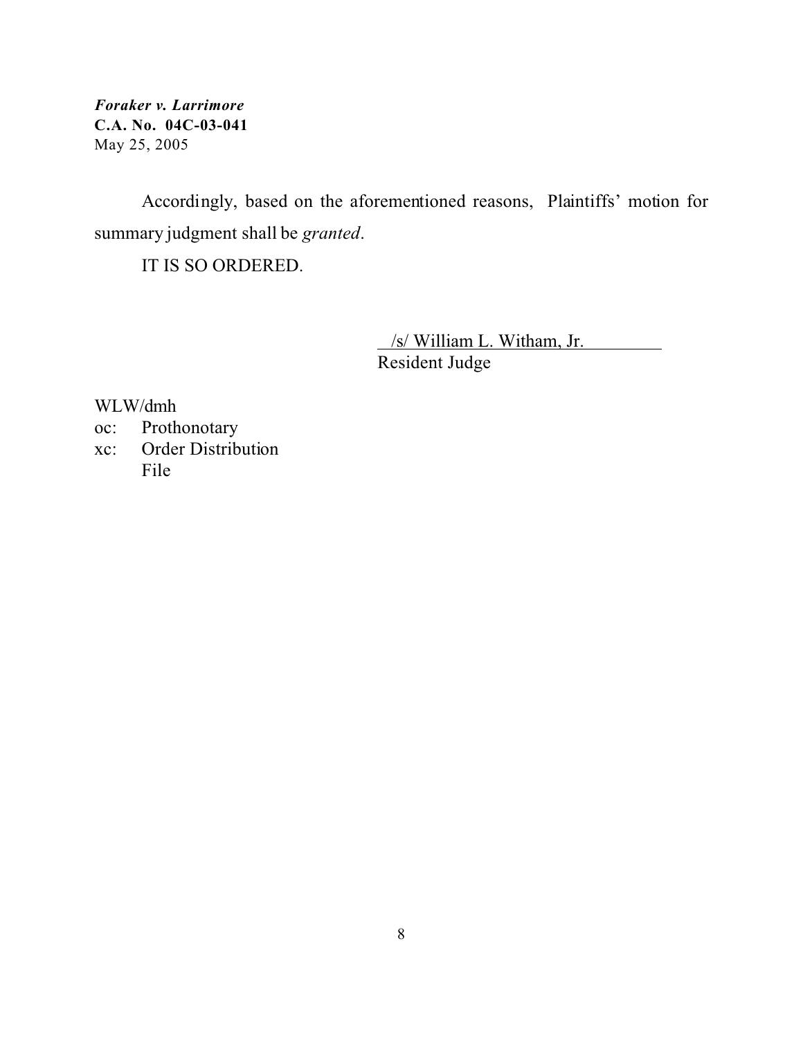Accordingly, based on the aforementioned reasons, Plaintiffs' motion for summary judgment shall be *granted*.

IT IS SO ORDERED.

/s/ William L. Witham, Jr.
Resident Judge

WLW/dmh
oc: Prothonotary
xc: Order Distribution
File